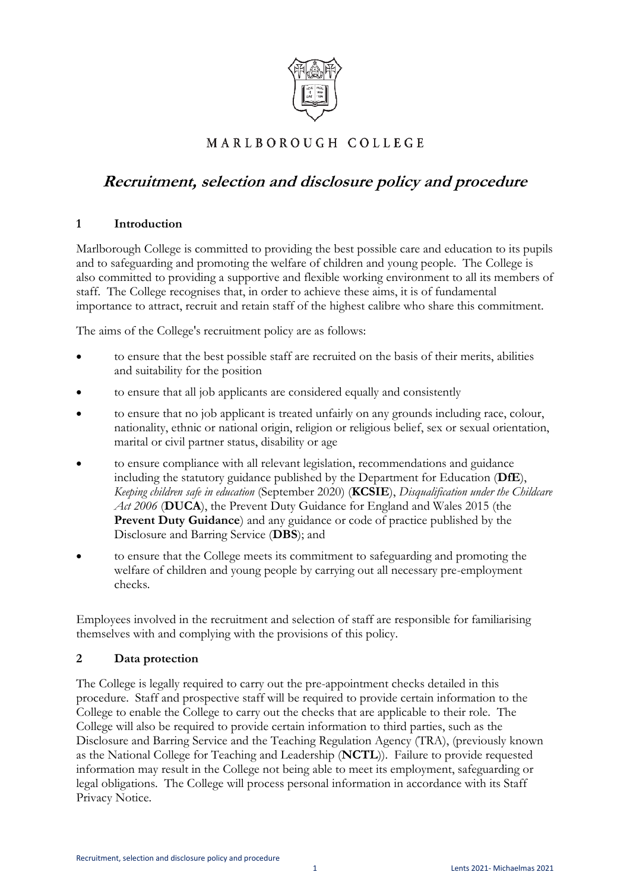MARLBOROUGH COLLEGE

# *Recruitment, selection and disclosure policy and procedure*

## 1 Introduction

Marlborough College is committed to providing the best possible care and education to its pupils and to safeguarding and promoting the welfare of children and young people. The College is also committed to providing a supportive and flexible working environment to all its members of staff. The College recognises that, in order to achieve these aims, it is of fundamental importance to attract, recruit and retain staff of the highest calibre who share this commitment.

The aims of the College's recruitment policy are as follows:

- to ensure that the best possible staff are recruited on the basis of their merits, abilities and suitability for the position
- to ensure that all job applicants are considered equally and consistently
- to ensure that no job applicant is treated unfairly on any grounds including race, colour, nationality, ethnic or national origin, religion or religious belief, sex or sexual orientation, marital or civil partner status, disability or age
- to ensure compliance with all relevant legislation, recommendations and guidance including the statutory guidance published by the Department for Education (**DfE**), *Keeping children safe in education* (September 2020) (**KCSIE**), *Disqualification under the Childcare Act 2006* (**DUCA**), the Prevent Duty Guidance for England and Wales 2015 (the **Prevent Duty Guidance**) and any guidance or code of practice published by the Disclosure and Barring Service (**DBS**); and
- to ensure that the College meets its commitment to safeguarding and promoting the welfare of children and young people by carrying out all necessary pre-employment checks.

Employees involved in the recruitment and selection of staff are responsible for familiarising themselves with and complying with the provisions of this policy.

## 2 Data protection

The College is legally required to carry out the pre-appointment checks detailed in this procedure. Staff and prospective staff will be required to provide certain information to the College to enable the College to carry out the checks that are applicable to their role. The College will also be required to provide certain information to third parties, such as the Disclosure and Barring Service and the Teaching Regulation Agency (TRA), (previously known as the National College for Teaching and Leadership (**NCTL**)). Failure to provide requested information may result in the College not being able to meet its employment, safeguarding or legal obligations. The College will process personal information in accordance with its Staff Privacy Notice.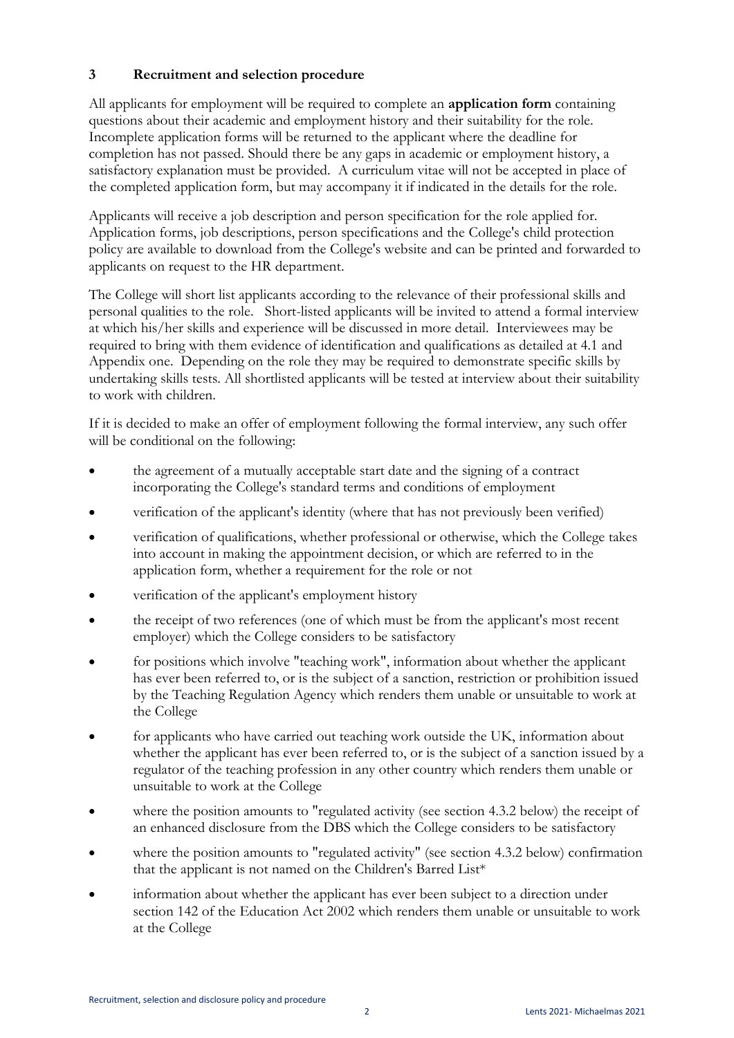## 3 Recruitment and selection procedure

All applicants for employment will be required to complete an **application form** containing questions about their academic and employment history and their suitability for the role. Incomplete application forms will be returned to the applicant where the deadline for completion has not passed. Should there be any gaps in academic or employment history, a satisfactory explanation must be provided. A curriculum vitae will not be accepted in place of the completed application form, but may accompany it if indicated in the details for the role.

Applicants will receive a job description and person specification for the role applied for. Application forms, job descriptions, person specifications and the College's child protection policy are available to download from the College's website and can be printed and forwarded to applicants on request to the HR department.

The College will short list applicants according to the relevance of their professional skills and personal qualities to the role. Short-listed applicants will be invited to attend a formal interview at which his/her skills and experience will be discussed in more detail. Interviewees may be required to bring with them evidence of identification and qualifications as detailed at 4.1 and Appendix one. Depending on the role they may be required to demonstrate specific skills by undertaking skills tests. All shortlisted applicants will be tested at interview about their suitability to work with children.

If it is decided to make an offer of employment following the formal interview, any such offer will be conditional on the following:

- the agreement of a mutually acceptable start date and the signing of a contract incorporating the College's standard terms and conditions of employment
- verification of the applicant's identity (where that has not previously been verified)
- verification of qualifications, whether professional or otherwise, which the College takes into account in making the appointment decision, or which are referred to in the application form, whether a requirement for the role or not
- verification of the applicant's employment history
- the receipt of two references (one of which must be from the applicant's most recent employer) which the College considers to be satisfactory
- for positions which involve "teaching work", information about whether the applicant has ever been referred to, or is the subject of a sanction, restriction or prohibition issued by the Teaching Regulation Agency which renders them unable or unsuitable to work at the College
- for applicants who have carried out teaching work outside the UK, information about whether the applicant has ever been referred to, or is the subject of a sanction issued by a regulator of the teaching profession in any other country which renders them unable or unsuitable to work at the College
- where the position amounts to "regulated activity (see section 4.3.2 below) the receipt of an enhanced disclosure from the DBS which the College considers to be satisfactory
- where the position amounts to "regulated activity" (see section 4.3.2 below) confirmation that the applicant is not named on the Children's Barred List*
- information about whether the applicant has ever been subject to a direction under section 142 of the Education Act 2002 which renders them unable or unsuitable to work at the College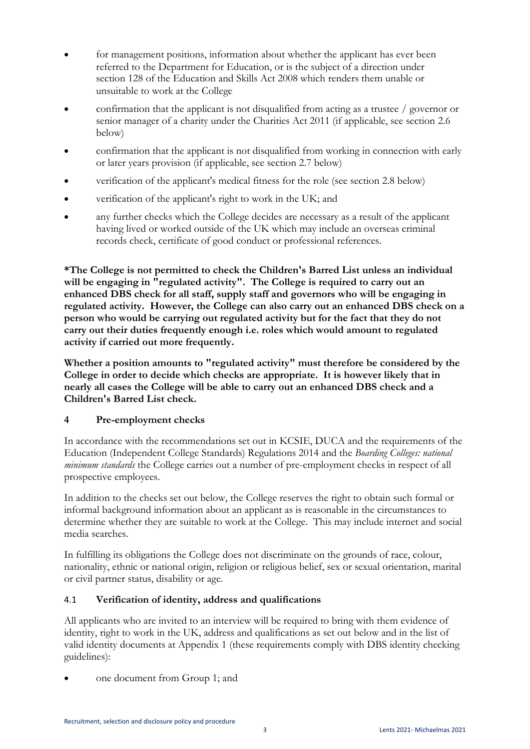- for management positions, information about whether the applicant has ever been referred to the Department for Education, or is the subject of a direction under section 128 of the Education and Skills Act 2008 which renders them unable or unsuitable to work at the College
- confirmation that the applicant is not disqualified from acting as a trustee / governor or senior manager of a charity under the Charities Act 2011 (if applicable, see section 2.6 below)
- confirmation that the applicant is not disqualified from working in connection with early or later years provision (if applicable, see section 2.7 below)
- verification of the applicant's medical fitness for the role (see section 2.8 below)
- verification of the applicant's right to work in the UK; and
- any further checks which the College decides are necessary as a result of the applicant having lived or worked outside of the UK which may include an overseas criminal records check, certificate of good conduct or professional references.

**\*The College is not permitted to check the Children's Barred List unless an individual will be engaging in "regulated activity". The College is required to carry out an enhanced DBS check for all staff, supply staff and governors who will be engaging in regulated activity. However, the College can also carry out an enhanced DBS check on a person who would be carrying out regulated activity but for the fact that they do not carry out their duties frequently enough i.e. roles which would amount to regulated activity if carried out more frequently.**

**Whether a position amounts to "regulated activity" must therefore be considered by the College in order to decide which checks are appropriate. It is however likely that in nearly all cases the College will be able to carry out an enhanced DBS check and a Children's Barred List check.**

## 4 Pre-employment checks

In accordance with the recommendations set out in KCSIE, DUCA and the requirements of the Education (Independent College Standards) Regulations 2014 and the *Boarding Colleges: national minimum standards* the College carries out a number of pre-employment checks in respect of all prospective employees.

In addition to the checks set out below, the College reserves the right to obtain such formal or informal background information about an applicant as is reasonable in the circumstances to determine whether they are suitable to work at the College. This may include internet and social media searches.

In fulfilling its obligations the College does not discriminate on the grounds of race, colour, nationality, ethnic or national origin, religion or religious belief, sex or sexual orientation, marital or civil partner status, disability or age.

### 4.1 Verification of identity, address and qualifications

All applicants who are invited to an interview will be required to bring with them evidence of identity, right to work in the UK, address and qualifications as set out below and in the list of valid identity documents at Appendix 1 (these requirements comply with DBS identity checking guidelines):

- one document from Group 1; and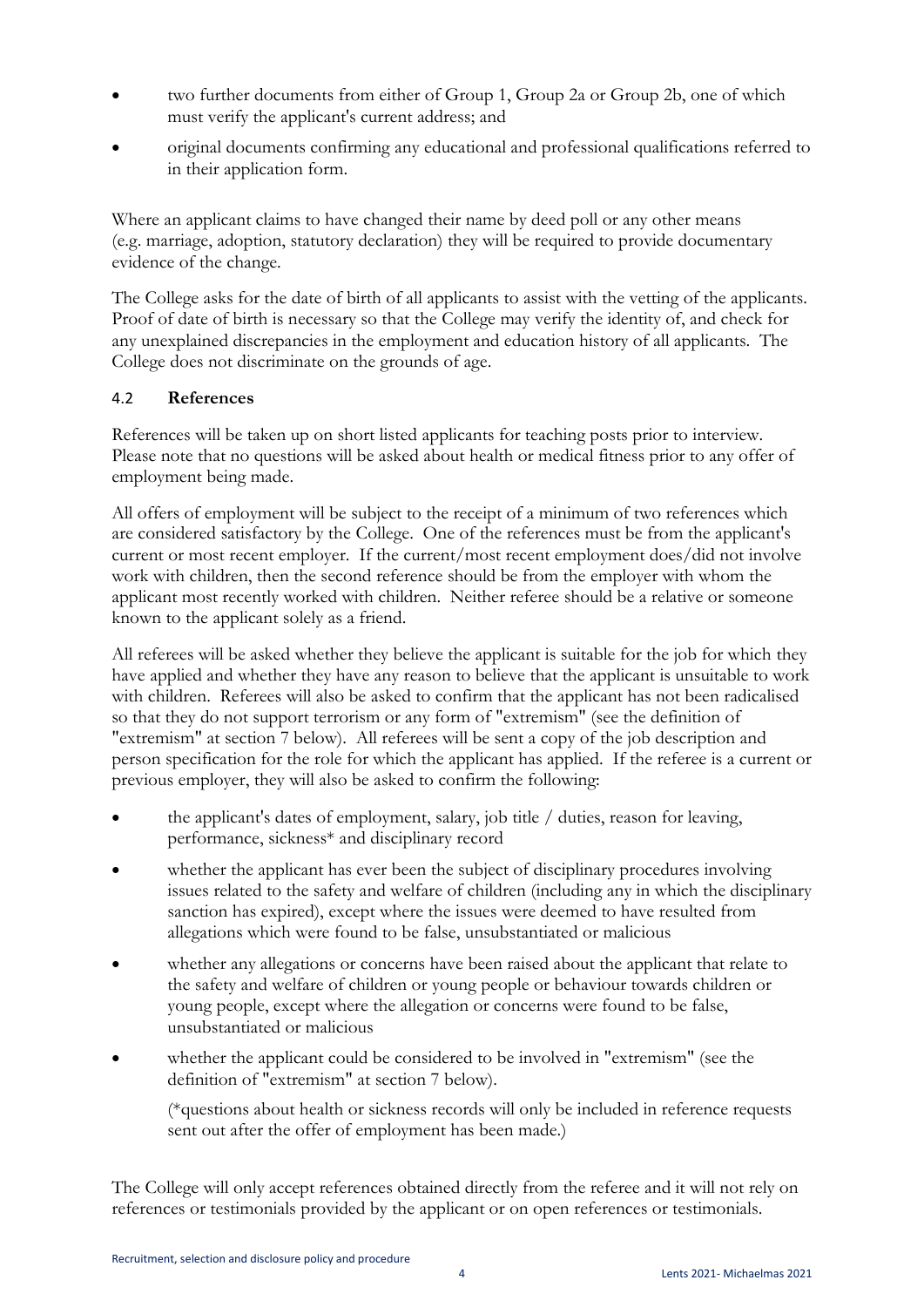- two further documents from either of Group 1, Group 2a or Group 2b, one of which must verify the applicant's current address; and
- original documents confirming any educational and professional qualifications referred to in their application form.

Where an applicant claims to have changed their name by deed poll or any other means (e.g. marriage, adoption, statutory declaration) they will be required to provide documentary evidence of the change.

The College asks for the date of birth of all applicants to assist with the vetting of the applicants. Proof of date of birth is necessary so that the College may verify the identity of, and check for any unexplained discrepancies in the employment and education history of all applicants. The College does not discriminate on the grounds of age.

### 4.2 References

References will be taken up on short listed applicants for teaching posts prior to interview. Please note that no questions will be asked about health or medical fitness prior to any offer of employment being made.

All offers of employment will be subject to the receipt of a minimum of two references which are considered satisfactory by the College. One of the references must be from the applicant's current or most recent employer. If the current/most recent employment does/did not involve work with children, then the second reference should be from the employer with whom the applicant most recently worked with children. Neither referee should be a relative or someone known to the applicant solely as a friend.

All referees will be asked whether they believe the applicant is suitable for the job for which they have applied and whether they have any reason to believe that the applicant is unsuitable to work with children. Referees will also be asked to confirm that the applicant has not been radicalised so that they do not support terrorism or any form of "extremism" (see the definition of "extremism" at section 7 below). All referees will be sent a copy of the job description and person specification for the role for which the applicant has applied. If the referee is a current or previous employer, they will also be asked to confirm the following:

- the applicant's dates of employment, salary, job title / duties, reason for leaving, performance, sickness* and disciplinary record
- whether the applicant has ever been the subject of disciplinary procedures involving issues related to the safety and welfare of children (including any in which the disciplinary sanction has expired), except where the issues were deemed to have resulted from allegations which were found to be false, unsubstantiated or malicious
- whether any allegations or concerns have been raised about the applicant that relate to the safety and welfare of children or young people or behaviour towards children or young people, except where the allegation or concerns were found to be false, unsubstantiated or malicious
- whether the applicant could be considered to be involved in "extremism" (see the definition of "extremism" at section 7 below).

  (*questions about health or sickness records will only be included in reference requests sent out after the offer of employment has been made.)

The College will only accept references obtained directly from the referee and it will not rely on references or testimonials provided by the applicant or on open references or testimonials.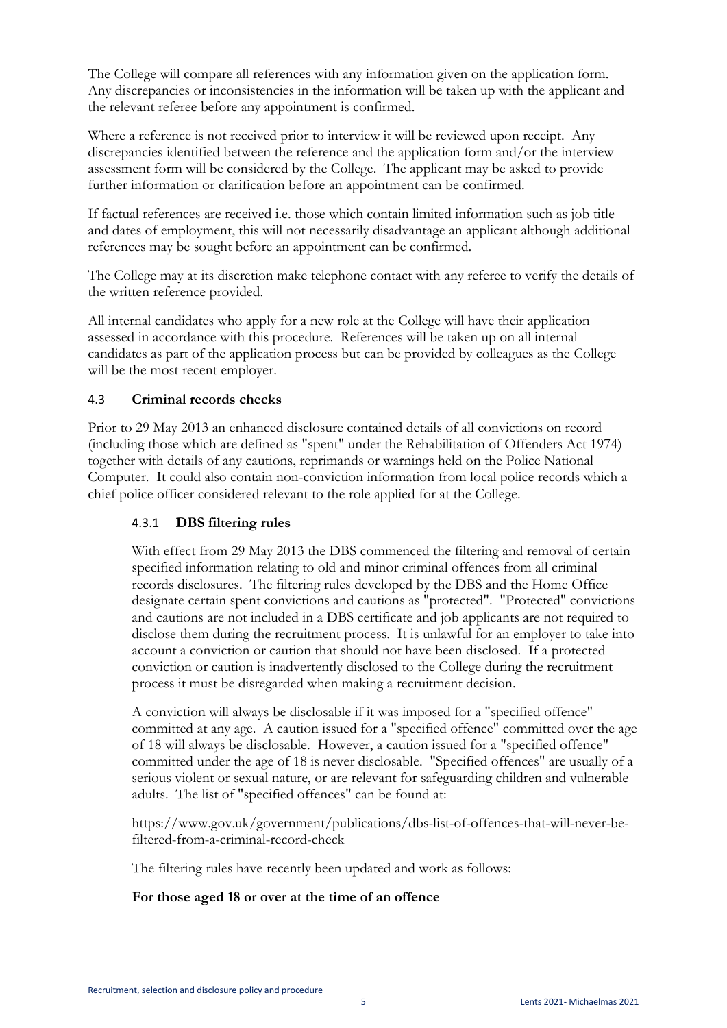The College will compare all references with any information given on the application form. Any discrepancies or inconsistencies in the information will be taken up with the applicant and the relevant referee before any appointment is confirmed.

Where a reference is not received prior to interview it will be reviewed upon receipt. Any discrepancies identified between the reference and the application form and/or the interview assessment form will be considered by the College. The applicant may be asked to provide further information or clarification before an appointment can be confirmed.

If factual references are received i.e. those which contain limited information such as job title and dates of employment, this will not necessarily disadvantage an applicant although additional references may be sought before an appointment can be confirmed.

The College may at its discretion make telephone contact with any referee to verify the details of the written reference provided.

All internal candidates who apply for a new role at the College will have their application assessed in accordance with this procedure. References will be taken up on all internal candidates as part of the application process but can be provided by colleagues as the College will be the most recent employer.

### 4.3 Criminal records checks

Prior to 29 May 2013 an enhanced disclosure contained details of all convictions on record (including those which are defined as "spent" under the Rehabilitation of Offenders Act 1974) together with details of any cautions, reprimands or warnings held on the Police National Computer. It could also contain non-conviction information from local police records which a chief police officer considered relevant to the role applied for at the College.

#### 4.3.1 DBS filtering rules

With effect from 29 May 2013 the DBS commenced the filtering and removal of certain specified information relating to old and minor criminal offences from all criminal records disclosures. The filtering rules developed by the DBS and the Home Office designate certain spent convictions and cautions as "protected". "Protected" convictions and cautions are not included in a DBS certificate and job applicants are not required to disclose them during the recruitment process. It is unlawful for an employer to take into account a conviction or caution that should not have been disclosed. If a protected conviction or caution is inadvertently disclosed to the College during the recruitment process it must be disregarded when making a recruitment decision.

A conviction will always be disclosable if it was imposed for a "specified offence" committed at any age. A caution issued for a "specified offence" committed over the age of 18 will always be disclosable. However, a caution issued for a "specified offence" committed under the age of 18 is never disclosable. "Specified offences" are usually of a serious violent or sexual nature, or are relevant for safeguarding children and vulnerable adults. The list of "specified offences" can be found at:

https://www.gov.uk/government/publications/dbs-list-of-offences-that-will-never-be-filtered-from-a-criminal-record-check

The filtering rules have recently been updated and work as follows:

**For those aged 18 or over at the time of an offence**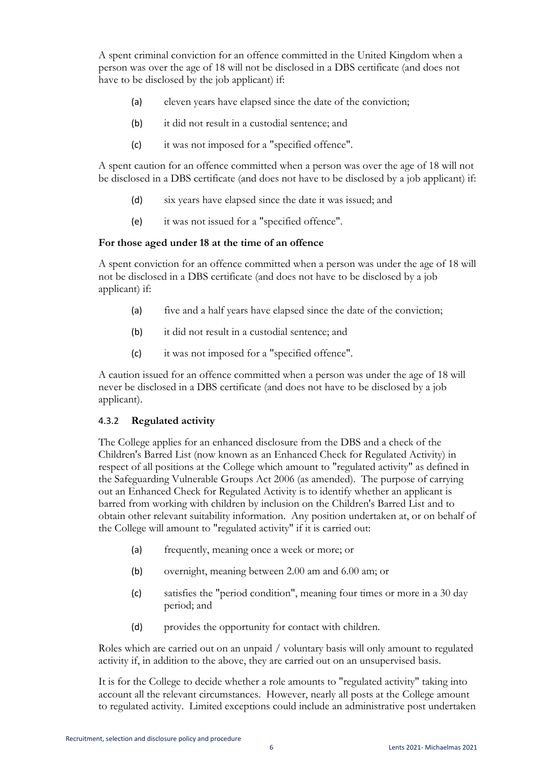A spent criminal conviction for an offence committed in the United Kingdom when a person was over the age of 18 will not be disclosed in a DBS certificate (and does not have to be disclosed by the job applicant) if:

(a) eleven years have elapsed since the date of the conviction;

(b) it did not result in a custodial sentence; and

(c) it was not imposed for a "specified offence".

A spent caution for an offence committed when a person was over the age of 18 will not be disclosed in a DBS certificate (and does not have to be disclosed by a job applicant) if:

(d) six years have elapsed since the date it was issued; and

(e) it was not issued for a "specified offence".

**For those aged under 18 at the time of an offence**

A spent conviction for an offence committed when a person was under the age of 18 will not be disclosed in a DBS certificate (and does not have to be disclosed by a job applicant) if:

(a) five and a half years have elapsed since the date of the conviction;

(b) it did not result in a custodial sentence; and

(c) it was not imposed for a "specified offence".

A caution issued for an offence committed when a person was under the age of 18 will never be disclosed in a DBS certificate (and does not have to be disclosed by a job applicant).

### 4.3.2 Regulated activity

The College applies for an enhanced disclosure from the DBS and a check of the Children's Barred List (now known as an Enhanced Check for Regulated Activity) in respect of all positions at the College which amount to "regulated activity" as defined in the Safeguarding Vulnerable Groups Act 2006 (as amended). The purpose of carrying out an Enhanced Check for Regulated Activity is to identify whether an applicant is barred from working with children by inclusion on the Children's Barred List and to obtain other relevant suitability information. Any position undertaken at, or on behalf of the College will amount to "regulated activity" if it is carried out:

(a) frequently, meaning once a week or more; or

(b) overnight, meaning between 2.00 am and 6.00 am; or

(c) satisfies the "period condition", meaning four times or more in a 30 day period; and

(d) provides the opportunity for contact with children.

Roles which are carried out on an unpaid / voluntary basis will only amount to regulated activity if, in addition to the above, they are carried out on an unsupervised basis.

It is for the College to decide whether a role amounts to "regulated activity" taking into account all the relevant circumstances. However, nearly all posts at the College amount to regulated activity. Limited exceptions could include an administrative post undertaken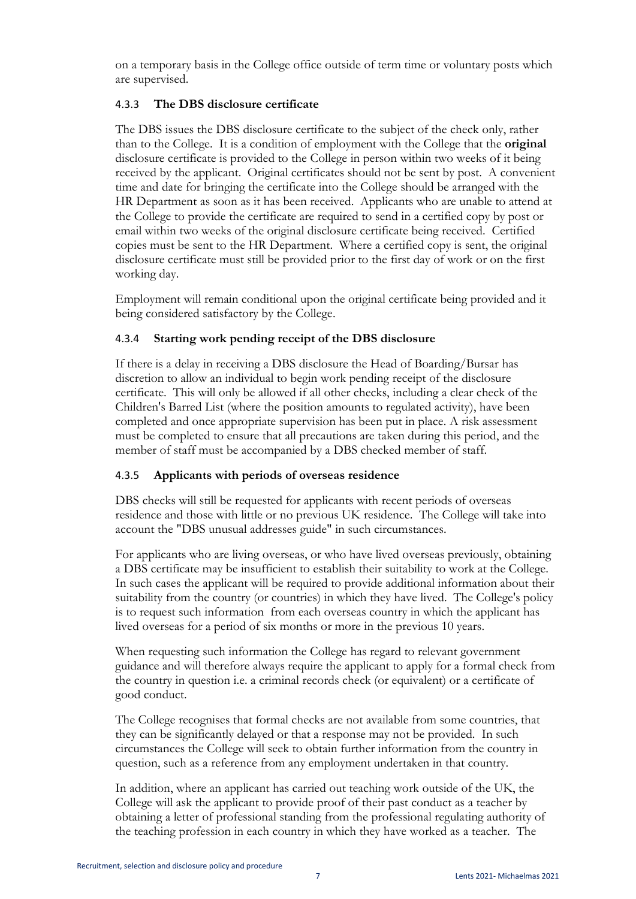on a temporary basis in the College office outside of term time or voluntary posts which are supervised.

#### 4.3.3 The DBS disclosure certificate

The DBS issues the DBS disclosure certificate to the subject of the check only, rather than to the College. It is a condition of employment with the College that the **original** disclosure certificate is provided to the College in person within two weeks of it being received by the applicant. Original certificates should not be sent by post. A convenient time and date for bringing the certificate into the College should be arranged with the HR Department as soon as it has been received. Applicants who are unable to attend at the College to provide the certificate are required to send in a certified copy by post or email within two weeks of the original disclosure certificate being received. Certified copies must be sent to the HR Department. Where a certified copy is sent, the original disclosure certificate must still be provided prior to the first day of work or on the first working day.

Employment will remain conditional upon the original certificate being provided and it being considered satisfactory by the College.

#### 4.3.4 Starting work pending receipt of the DBS disclosure

If there is a delay in receiving a DBS disclosure the Head of Boarding/Bursar has discretion to allow an individual to begin work pending receipt of the disclosure certificate. This will only be allowed if all other checks, including a clear check of the Children's Barred List (where the position amounts to regulated activity), have been completed and once appropriate supervision has been put in place. A risk assessment must be completed to ensure that all precautions are taken during this period, and the member of staff must be accompanied by a DBS checked member of staff.

#### 4.3.5 Applicants with periods of overseas residence

DBS checks will still be requested for applicants with recent periods of overseas residence and those with little or no previous UK residence. The College will take into account the "DBS unusual addresses guide" in such circumstances.

For applicants who are living overseas, or who have lived overseas previously, obtaining a DBS certificate may be insufficient to establish their suitability to work at the College. In such cases the applicant will be required to provide additional information about their suitability from the country (or countries) in which they have lived. The College's policy is to request such information from each overseas country in which the applicant has lived overseas for a period of six months or more in the previous 10 years.

When requesting such information the College has regard to relevant government guidance and will therefore always require the applicant to apply for a formal check from the country in question i.e. a criminal records check (or equivalent) or a certificate of good conduct.

The College recognises that formal checks are not available from some countries, that they can be significantly delayed or that a response may not be provided. In such circumstances the College will seek to obtain further information from the country in question, such as a reference from any employment undertaken in that country.

In addition, where an applicant has carried out teaching work outside of the UK, the College will ask the applicant to provide proof of their past conduct as a teacher by obtaining a letter of professional standing from the professional regulating authority of the teaching profession in each country in which they have worked as a teacher. The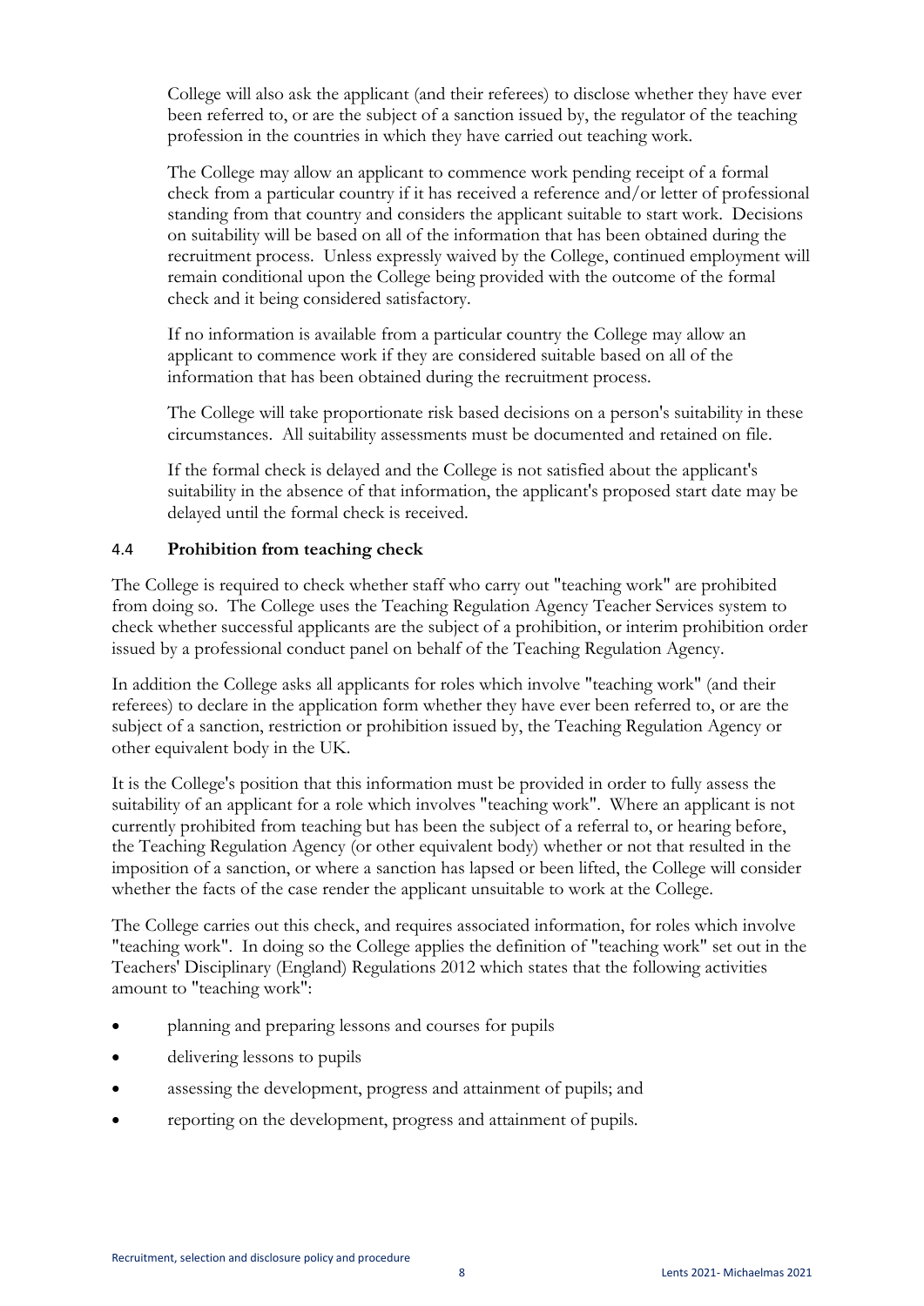College will also ask the applicant (and their referees) to disclose whether they have ever been referred to, or are the subject of a sanction issued by, the regulator of the teaching profession in the countries in which they have carried out teaching work.

The College may allow an applicant to commence work pending receipt of a formal check from a particular country if it has received a reference and/or letter of professional standing from that country and considers the applicant suitable to start work. Decisions on suitability will be based on all of the information that has been obtained during the recruitment process. Unless expressly waived by the College, continued employment will remain conditional upon the College being provided with the outcome of the formal check and it being considered satisfactory.

If no information is available from a particular country the College may allow an applicant to commence work if they are considered suitable based on all of the information that has been obtained during the recruitment process.

The College will take proportionate risk based decisions on a person's suitability in these circumstances. All suitability assessments must be documented and retained on file.

If the formal check is delayed and the College is not satisfied about the applicant's suitability in the absence of that information, the applicant's proposed start date may be delayed until the formal check is received.

### 4.4 **Prohibition from teaching check**

The College is required to check whether staff who carry out "teaching work" are prohibited from doing so. The College uses the Teaching Regulation Agency Teacher Services system to check whether successful applicants are the subject of a prohibition, or interim prohibition order issued by a professional conduct panel on behalf of the Teaching Regulation Agency.

In addition the College asks all applicants for roles which involve "teaching work" (and their referees) to declare in the application form whether they have ever been referred to, or are the subject of a sanction, restriction or prohibition issued by, the Teaching Regulation Agency or other equivalent body in the UK.

It is the College's position that this information must be provided in order to fully assess the suitability of an applicant for a role which involves "teaching work". Where an applicant is not currently prohibited from teaching but has been the subject of a referral to, or hearing before, the Teaching Regulation Agency (or other equivalent body) whether or not that resulted in the imposition of a sanction, or where a sanction has lapsed or been lifted, the College will consider whether the facts of the case render the applicant unsuitable to work at the College.

The College carries out this check, and requires associated information, for roles which involve "teaching work". In doing so the College applies the definition of "teaching work" set out in the Teachers' Disciplinary (England) Regulations 2012 which states that the following activities amount to "teaching work":

- planning and preparing lessons and courses for pupils
- delivering lessons to pupils
- assessing the development, progress and attainment of pupils; and
- reporting on the development, progress and attainment of pupils.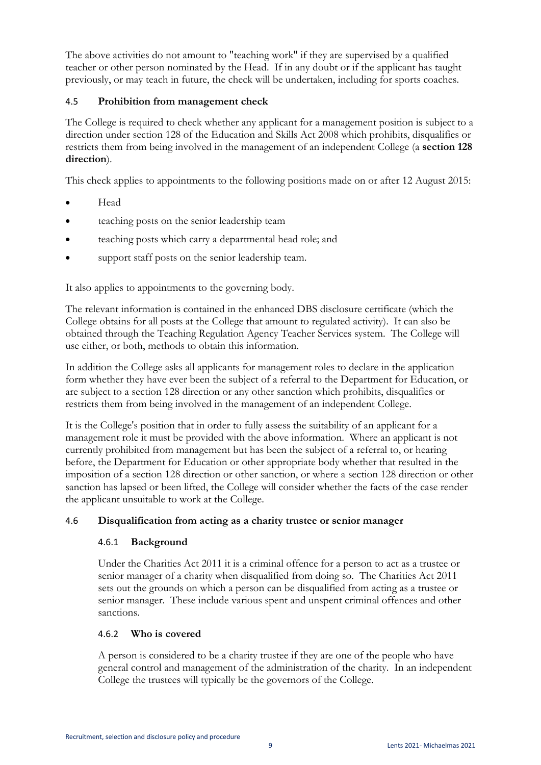The above activities do not amount to "teaching work" if they are supervised by a qualified teacher or other person nominated by the Head. If in any doubt or if the applicant has taught previously, or may teach in future, the check will be undertaken, including for sports coaches.

### 4.5 Prohibition from management check

The College is required to check whether any applicant for a management position is subject to a direction under section 128 of the Education and Skills Act 2008 which prohibits, disqualifies or restricts them from being involved in the management of an independent College (a **section 128 direction**).

This check applies to appointments to the following positions made on or after 12 August 2015:

- Head
- teaching posts on the senior leadership team
- teaching posts which carry a departmental head role; and
- support staff posts on the senior leadership team.

It also applies to appointments to the governing body.

The relevant information is contained in the enhanced DBS disclosure certificate (which the College obtains for all posts at the College that amount to regulated activity). It can also be obtained through the Teaching Regulation Agency Teacher Services system. The College will use either, or both, methods to obtain this information.

In addition the College asks all applicants for management roles to declare in the application form whether they have ever been the subject of a referral to the Department for Education, or are subject to a section 128 direction or any other sanction which prohibits, disqualifies or restricts them from being involved in the management of an independent College.

It is the College's position that in order to fully assess the suitability of an applicant for a management role it must be provided with the above information. Where an applicant is not currently prohibited from management but has been the subject of a referral to, or hearing before, the Department for Education or other appropriate body whether that resulted in the imposition of a section 128 direction or other sanction, or where a section 128 direction or other sanction has lapsed or been lifted, the College will consider whether the facts of the case render the applicant unsuitable to work at the College.

### 4.6 Disqualification from acting as a charity trustee or senior manager

#### 4.6.1 Background

Under the Charities Act 2011 it is a criminal offence for a person to act as a trustee or senior manager of a charity when disqualified from doing so. The Charities Act 2011 sets out the grounds on which a person can be disqualified from acting as a trustee or senior manager. These include various spent and unspent criminal offences and other sanctions.

#### 4.6.2 Who is covered

A person is considered to be a charity trustee if they are one of the people who have general control and management of the administration of the charity. In an independent College the trustees will typically be the governors of the College.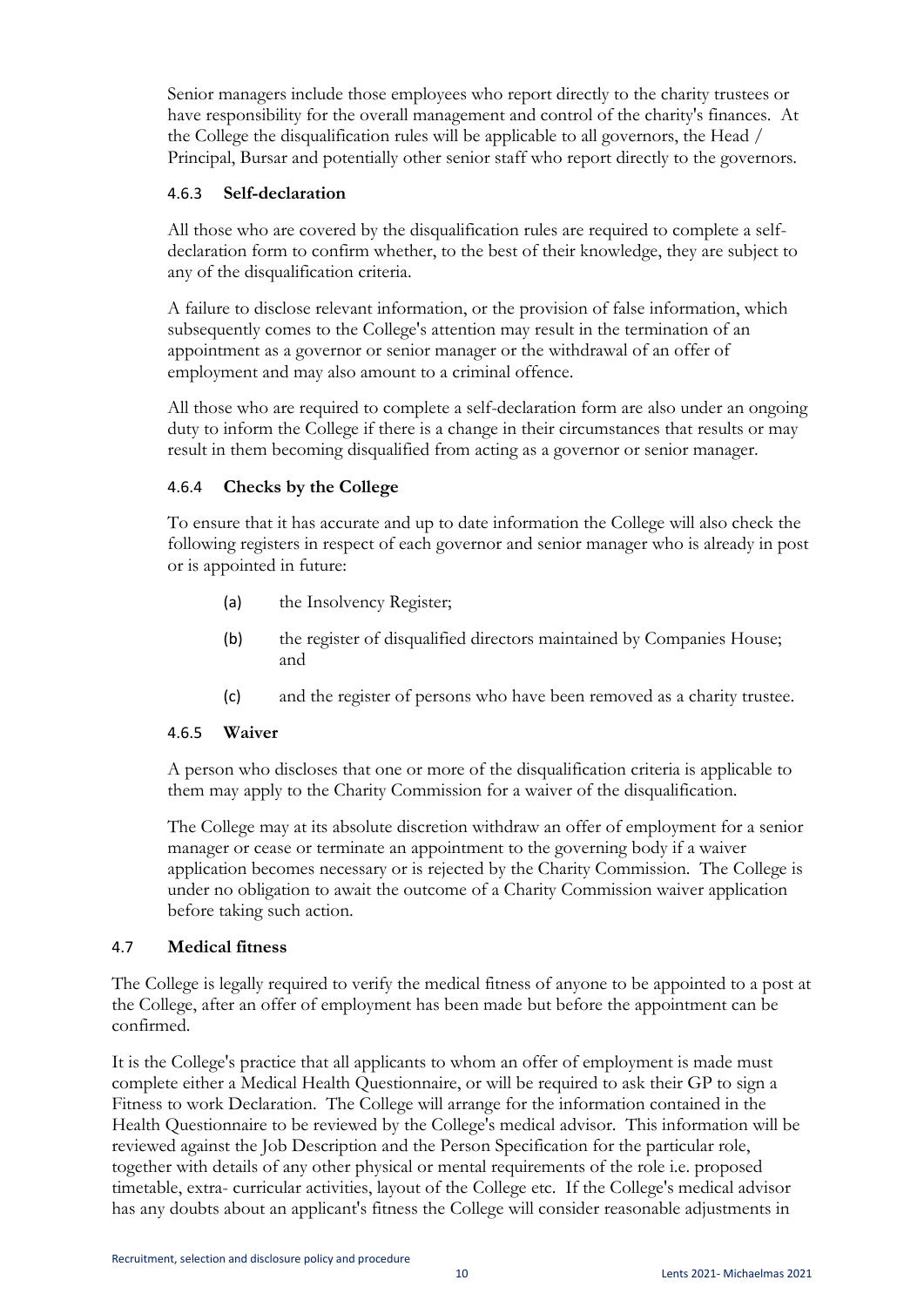Senior managers include those employees who report directly to the charity trustees or have responsibility for the overall management and control of the charity's finances. At the College the disqualification rules will be applicable to all governors, the Head / Principal, Bursar and potentially other senior staff who report directly to the governors.

#### 4.6.3 Self-declaration

All those who are covered by the disqualification rules are required to complete a self-declaration form to confirm whether, to the best of their knowledge, they are subject to any of the disqualification criteria.

A failure to disclose relevant information, or the provision of false information, which subsequently comes to the College's attention may result in the termination of an appointment as a governor or senior manager or the withdrawal of an offer of employment and may also amount to a criminal offence.

All those who are required to complete a self-declaration form are also under an ongoing duty to inform the College if there is a change in their circumstances that results or may result in them becoming disqualified from acting as a governor or senior manager.

#### 4.6.4 Checks by the College

To ensure that it has accurate and up to date information the College will also check the following registers in respect of each governor and senior manager who is already in post or is appointed in future:

(a) the Insolvency Register;

(b) the register of disqualified directors maintained by Companies House; and

(c) and the register of persons who have been removed as a charity trustee.

#### 4.6.5 Waiver

A person who discloses that one or more of the disqualification criteria is applicable to them may apply to the Charity Commission for a waiver of the disqualification.

The College may at its absolute discretion withdraw an offer of employment for a senior manager or cease or terminate an appointment to the governing body if a waiver application becomes necessary or is rejected by the Charity Commission. The College is under no obligation to await the outcome of a Charity Commission waiver application before taking such action.

### 4.7 Medical fitness

The College is legally required to verify the medical fitness of anyone to be appointed to a post at the College, after an offer of employment has been made but before the appointment can be confirmed.

It is the College's practice that all applicants to whom an offer of employment is made must complete either a Medical Health Questionnaire, or will be required to ask their GP to sign a Fitness to work Declaration. The College will arrange for the information contained in the Health Questionnaire to be reviewed by the College's medical advisor. This information will be reviewed against the Job Description and the Person Specification for the particular role, together with details of any other physical or mental requirements of the role i.e. proposed timetable, extra- curricular activities, layout of the College etc. If the College's medical advisor has any doubts about an applicant's fitness the College will consider reasonable adjustments in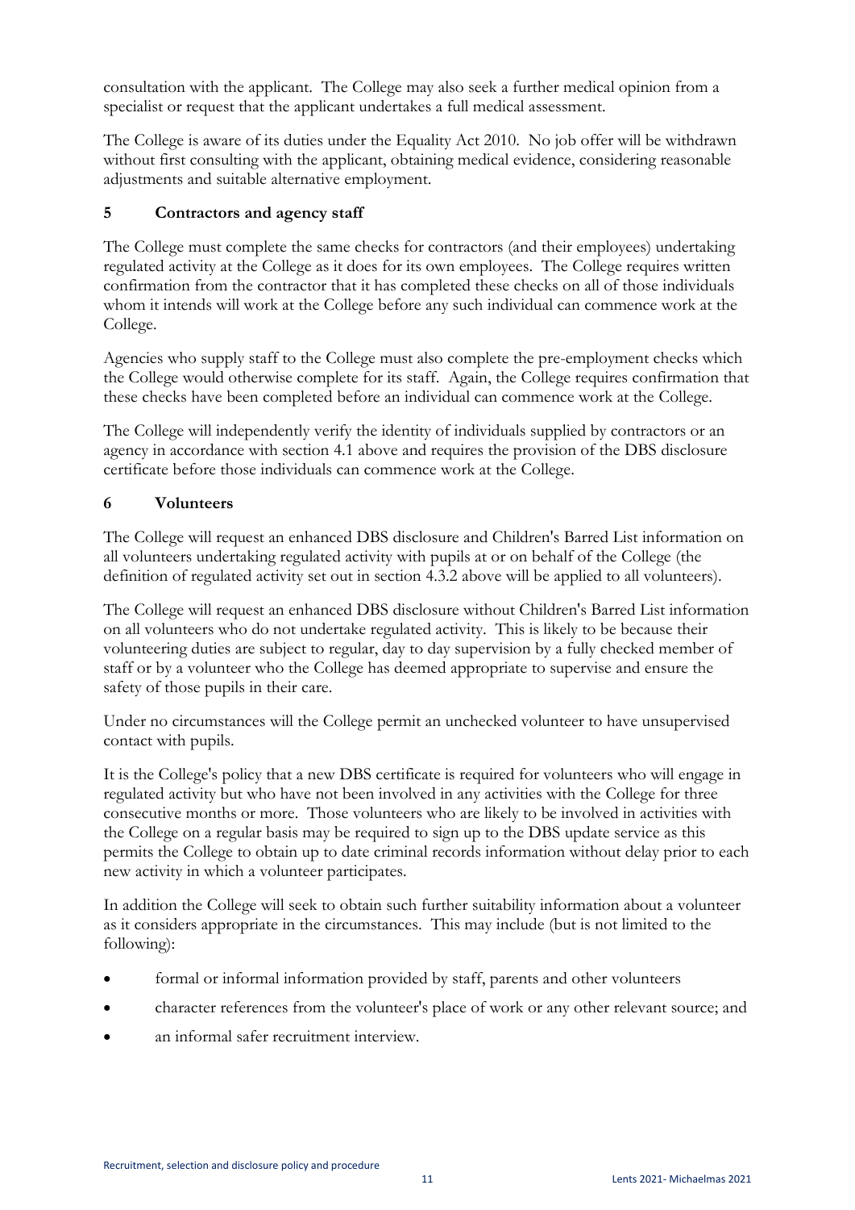consultation with the applicant. The College may also seek a further medical opinion from a specialist or request that the applicant undertakes a full medical assessment.

The College is aware of its duties under the Equality Act 2010. No job offer will be withdrawn without first consulting with the applicant, obtaining medical evidence, considering reasonable adjustments and suitable alternative employment.

## 5 Contractors and agency staff

The College must complete the same checks for contractors (and their employees) undertaking regulated activity at the College as it does for its own employees. The College requires written confirmation from the contractor that it has completed these checks on all of those individuals whom it intends will work at the College before any such individual can commence work at the College.

Agencies who supply staff to the College must also complete the pre-employment checks which the College would otherwise complete for its staff. Again, the College requires confirmation that these checks have been completed before an individual can commence work at the College.

The College will independently verify the identity of individuals supplied by contractors or an agency in accordance with section 4.1 above and requires the provision of the DBS disclosure certificate before those individuals can commence work at the College.

## 6 Volunteers

The College will request an enhanced DBS disclosure and Children's Barred List information on all volunteers undertaking regulated activity with pupils at or on behalf of the College (the definition of regulated activity set out in section 4.3.2 above will be applied to all volunteers).

The College will request an enhanced DBS disclosure without Children's Barred List information on all volunteers who do not undertake regulated activity. This is likely to be because their volunteering duties are subject to regular, day to day supervision by a fully checked member of staff or by a volunteer who the College has deemed appropriate to supervise and ensure the safety of those pupils in their care.

Under no circumstances will the College permit an unchecked volunteer to have unsupervised contact with pupils.

It is the College's policy that a new DBS certificate is required for volunteers who will engage in regulated activity but who have not been involved in any activities with the College for three consecutive months or more. Those volunteers who are likely to be involved in activities with the College on a regular basis may be required to sign up to the DBS update service as this permits the College to obtain up to date criminal records information without delay prior to each new activity in which a volunteer participates.

In addition the College will seek to obtain such further suitability information about a volunteer as it considers appropriate in the circumstances. This may include (but is not limited to the following):

- formal or informal information provided by staff, parents and other volunteers
- character references from the volunteer's place of work or any other relevant source; and
- an informal safer recruitment interview.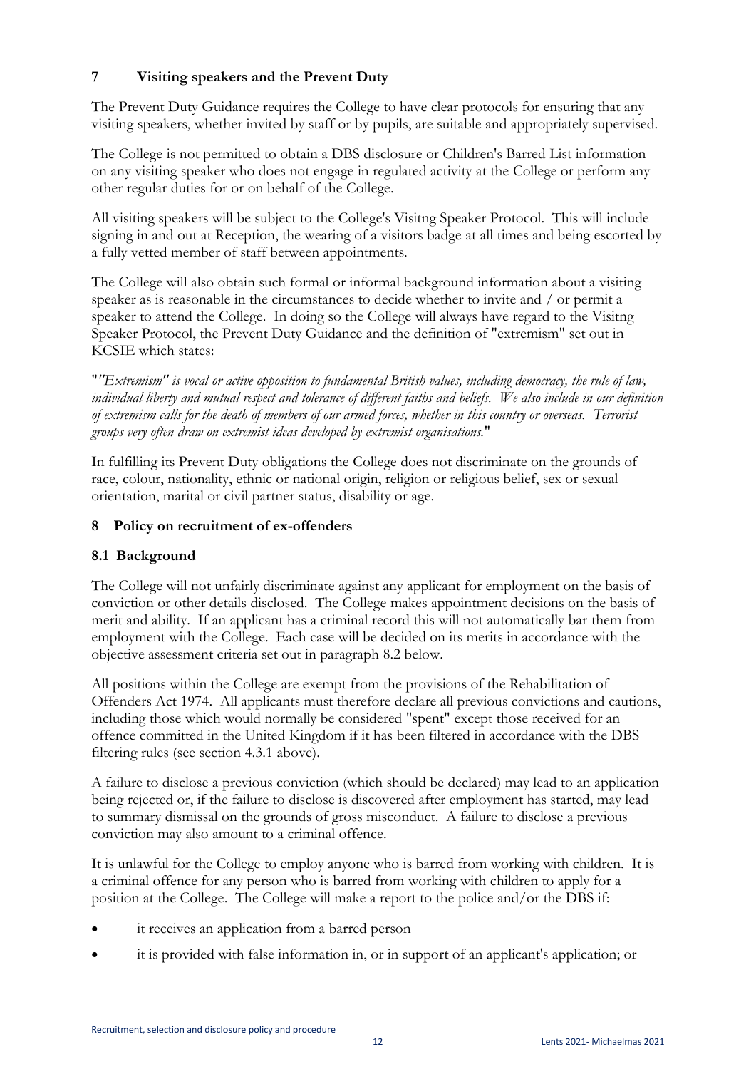## 7 Visiting speakers and the Prevent Duty

The Prevent Duty Guidance requires the College to have clear protocols for ensuring that any visiting speakers, whether invited by staff or by pupils, are suitable and appropriately supervised.

The College is not permitted to obtain a DBS disclosure or Children's Barred List information on any visiting speaker who does not engage in regulated activity at the College or perform any other regular duties for or on behalf of the College.

All visiting speakers will be subject to the College's Visitng Speaker Protocol. This will include signing in and out at Reception, the wearing of a visitors badge at all times and being escorted by a fully vetted member of staff between appointments.

The College will also obtain such formal or informal background information about a visiting speaker as is reasonable in the circumstances to decide whether to invite and / or permit a speaker to attend the College. In doing so the College will always have regard to the Visitng Speaker Protocol, the Prevent Duty Guidance and the definition of "extremism" set out in KCSIE which states:

"*"Extremism" is vocal or active opposition to fundamental British values, including democracy, the rule of law, individual liberty and mutual respect and tolerance of different faiths and beliefs. We also include in our definition of extremism calls for the death of members of our armed forces, whether in this country or overseas. Terrorist groups very often draw on extremist ideas developed by extremist organisations.*"

In fulfilling its Prevent Duty obligations the College does not discriminate on the grounds of race, colour, nationality, ethnic or national origin, religion or religious belief, sex or sexual orientation, marital or civil partner status, disability or age.

## 8 Policy on recruitment of ex-offenders

### 8.1 Background

The College will not unfairly discriminate against any applicant for employment on the basis of conviction or other details disclosed. The College makes appointment decisions on the basis of merit and ability. If an applicant has a criminal record this will not automatically bar them from employment with the College. Each case will be decided on its merits in accordance with the objective assessment criteria set out in paragraph 8.2 below.

All positions within the College are exempt from the provisions of the Rehabilitation of Offenders Act 1974. All applicants must therefore declare all previous convictions and cautions, including those which would normally be considered "spent" except those received for an offence committed in the United Kingdom if it has been filtered in accordance with the DBS filtering rules (see section 4.3.1 above).

A failure to disclose a previous conviction (which should be declared) may lead to an application being rejected or, if the failure to disclose is discovered after employment has started, may lead to summary dismissal on the grounds of gross misconduct. A failure to disclose a previous conviction may also amount to a criminal offence.

It is unlawful for the College to employ anyone who is barred from working with children. It is a criminal offence for any person who is barred from working with children to apply for a position at the College. The College will make a report to the police and/or the DBS if:

- it receives an application from a barred person
- it is provided with false information in, or in support of an applicant's application; or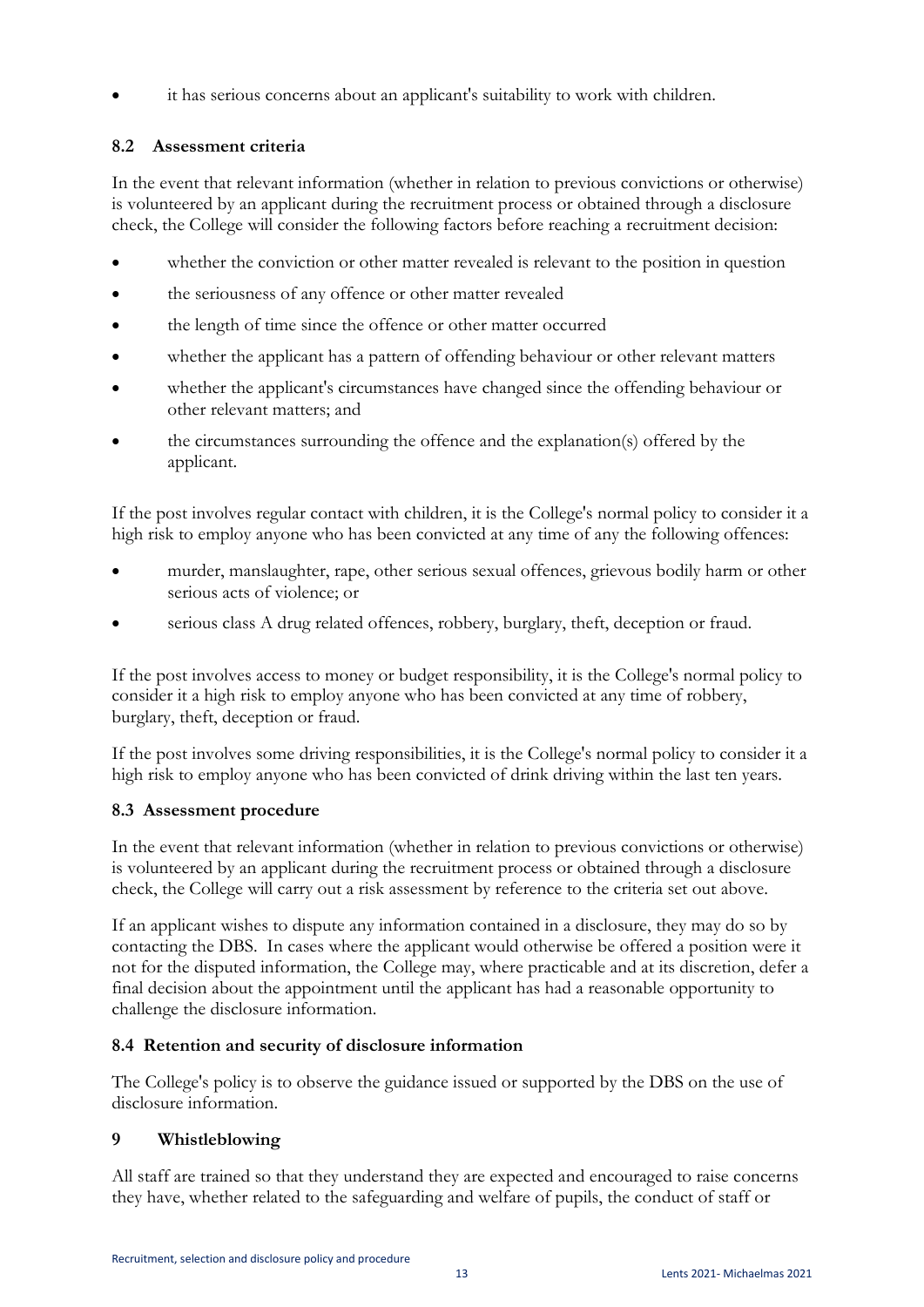- it has serious concerns about an applicant's suitability to work with children.

### 8.2 Assessment criteria

In the event that relevant information (whether in relation to previous convictions or otherwise) is volunteered by an applicant during the recruitment process or obtained through a disclosure check, the College will consider the following factors before reaching a recruitment decision:

- whether the conviction or other matter revealed is relevant to the position in question
- the seriousness of any offence or other matter revealed
- the length of time since the offence or other matter occurred
- whether the applicant has a pattern of offending behaviour or other relevant matters
- whether the applicant's circumstances have changed since the offending behaviour or other relevant matters; and
- the circumstances surrounding the offence and the explanation(s) offered by the applicant.

If the post involves regular contact with children, it is the College's normal policy to consider it a high risk to employ anyone who has been convicted at any time of any the following offences:

- murder, manslaughter, rape, other serious sexual offences, grievous bodily harm or other serious acts of violence; or
- serious class A drug related offences, robbery, burglary, theft, deception or fraud.

If the post involves access to money or budget responsibility, it is the College's normal policy to consider it a high risk to employ anyone who has been convicted at any time of robbery, burglary, theft, deception or fraud.

If the post involves some driving responsibilities, it is the College's normal policy to consider it a high risk to employ anyone who has been convicted of drink driving within the last ten years.

### 8.3 Assessment procedure

In the event that relevant information (whether in relation to previous convictions or otherwise) is volunteered by an applicant during the recruitment process or obtained through a disclosure check, the College will carry out a risk assessment by reference to the criteria set out above.

If an applicant wishes to dispute any information contained in a disclosure, they may do so by contacting the DBS. In cases where the applicant would otherwise be offered a position were it not for the disputed information, the College may, where practicable and at its discretion, defer a final decision about the appointment until the applicant has had a reasonable opportunity to challenge the disclosure information.

### 8.4 Retention and security of disclosure information

The College's policy is to observe the guidance issued or supported by the DBS on the use of disclosure information.

## 9 Whistleblowing

All staff are trained so that they understand they are expected and encouraged to raise concerns they have, whether related to the safeguarding and welfare of pupils, the conduct of staff or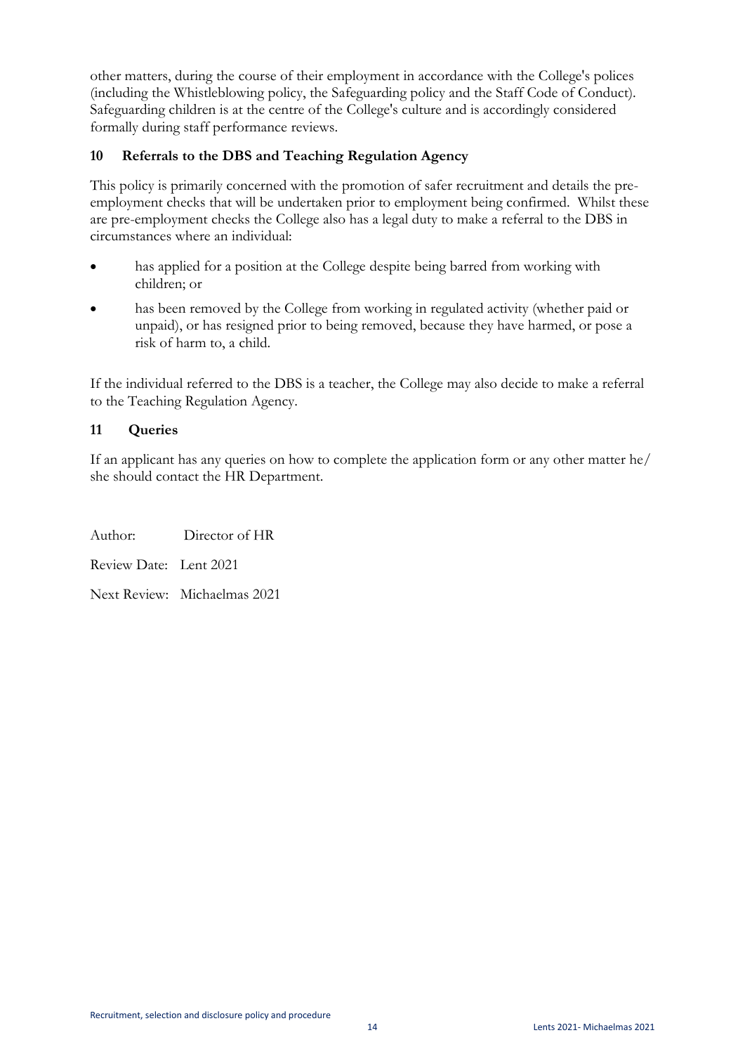other matters, during the course of their employment in accordance with the College's polices (including the Whistleblowing policy, the Safeguarding policy and the Staff Code of Conduct). Safeguarding children is at the centre of the College's culture and is accordingly considered formally during staff performance reviews.

## 10 Referrals to the DBS and Teaching Regulation Agency

This policy is primarily concerned with the promotion of safer recruitment and details the pre-employment checks that will be undertaken prior to employment being confirmed. Whilst these are pre-employment checks the College also has a legal duty to make a referral to the DBS in circumstances where an individual:

- has applied for a position at the College despite being barred from working with children; or
- has been removed by the College from working in regulated activity (whether paid or unpaid), or has resigned prior to being removed, because they have harmed, or pose a risk of harm to, a child.

If the individual referred to the DBS is a teacher, the College may also decide to make a referral to the Teaching Regulation Agency.

## 11 Queries

If an applicant has any queries on how to complete the application form or any other matter he/ she should contact the HR Department.

Author: Director of HR

Review Date: Lent 2021

Next Review: Michaelmas 2021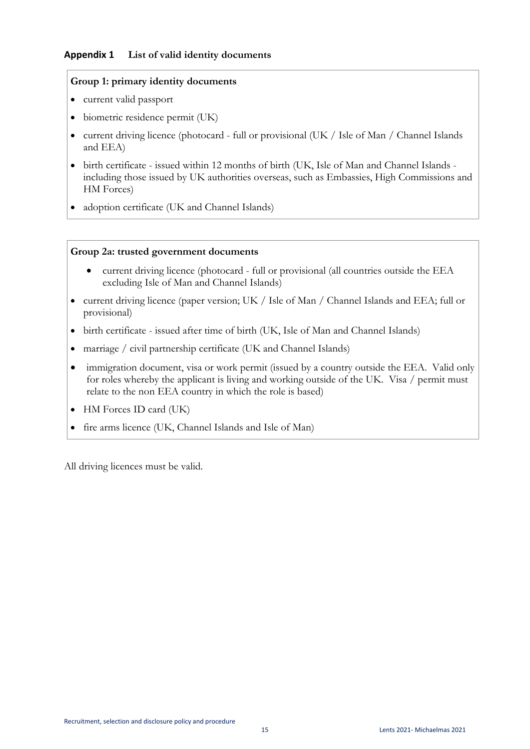## Appendix 1 List of valid identity documents

**Group 1: primary identity documents**

- current valid passport
- biometric residence permit (UK)
- current driving licence (photocard - full or provisional (UK / Isle of Man / Channel Islands and EEA)
- birth certificate - issued within 12 months of birth (UK, Isle of Man and Channel Islands - including those issued by UK authorities overseas, such as Embassies, High Commissions and HM Forces)
- adoption certificate (UK and Channel Islands)

**Group 2a: trusted government documents**

- current driving licence (photocard - full or provisional (all countries outside the EEA excluding Isle of Man and Channel Islands)
- current driving licence (paper version; UK / Isle of Man / Channel Islands and EEA; full or provisional)
- birth certificate - issued after time of birth (UK, Isle of Man and Channel Islands)
- marriage / civil partnership certificate (UK and Channel Islands)
- immigration document, visa or work permit (issued by a country outside the EEA. Valid only for roles whereby the applicant is living and working outside of the UK. Visa / permit must relate to the non EEA country in which the role is based)
- HM Forces ID card (UK)
- fire arms licence (UK, Channel Islands and Isle of Man)

All driving licences must be valid.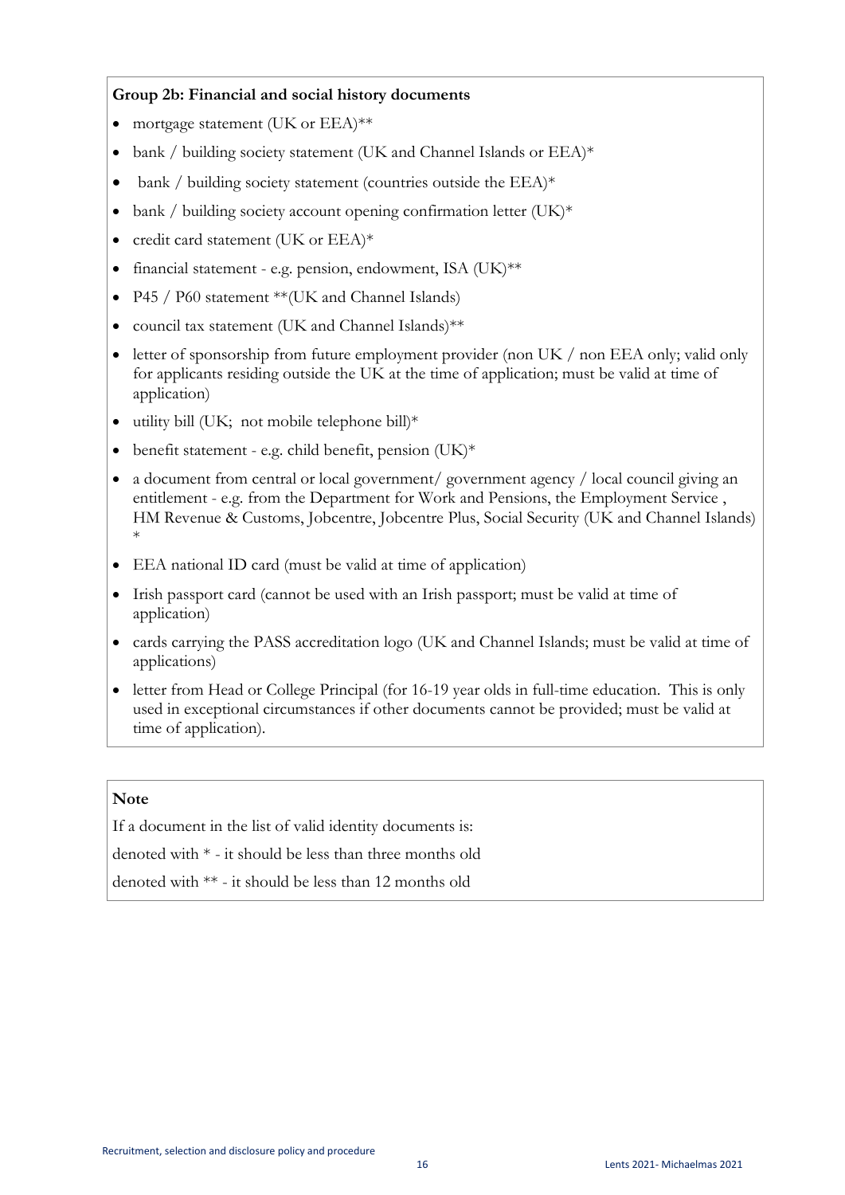**Group 2b: Financial and social history documents**

- mortgage statement (UK or EEA)**
- bank / building society statement (UK and Channel Islands or EEA)*
- bank / building society statement (countries outside the EEA)*
- bank / building society account opening confirmation letter (UK)*
- credit card statement (UK or EEA)*
- financial statement - e.g. pension, endowment, ISA (UK)**
- P45 / P60 statement **(UK and Channel Islands)
- council tax statement (UK and Channel Islands)**
- letter of sponsorship from future employment provider (non UK / non EEA only; valid only for applicants residing outside the UK at the time of application; must be valid at time of application)
- utility bill (UK; not mobile telephone bill)*
- benefit statement - e.g. child benefit, pension (UK)*
- a document from central or local government/ government agency / local council giving an entitlement - e.g. from the Department for Work and Pensions, the Employment Service , HM Revenue & Customs, Jobcentre, Jobcentre Plus, Social Security (UK and Channel Islands) *
- EEA national ID card (must be valid at time of application)
- Irish passport card (cannot be used with an Irish passport; must be valid at time of application)
- cards carrying the PASS accreditation logo (UK and Channel Islands; must be valid at time of applications)
- letter from Head or College Principal (for 16-19 year olds in full-time education. This is only used in exceptional circumstances if other documents cannot be provided; must be valid at time of application).

**Note**

If a document in the list of valid identity documents is:

denoted with * - it should be less than three months old

denoted with ** - it should be less than 12 months old